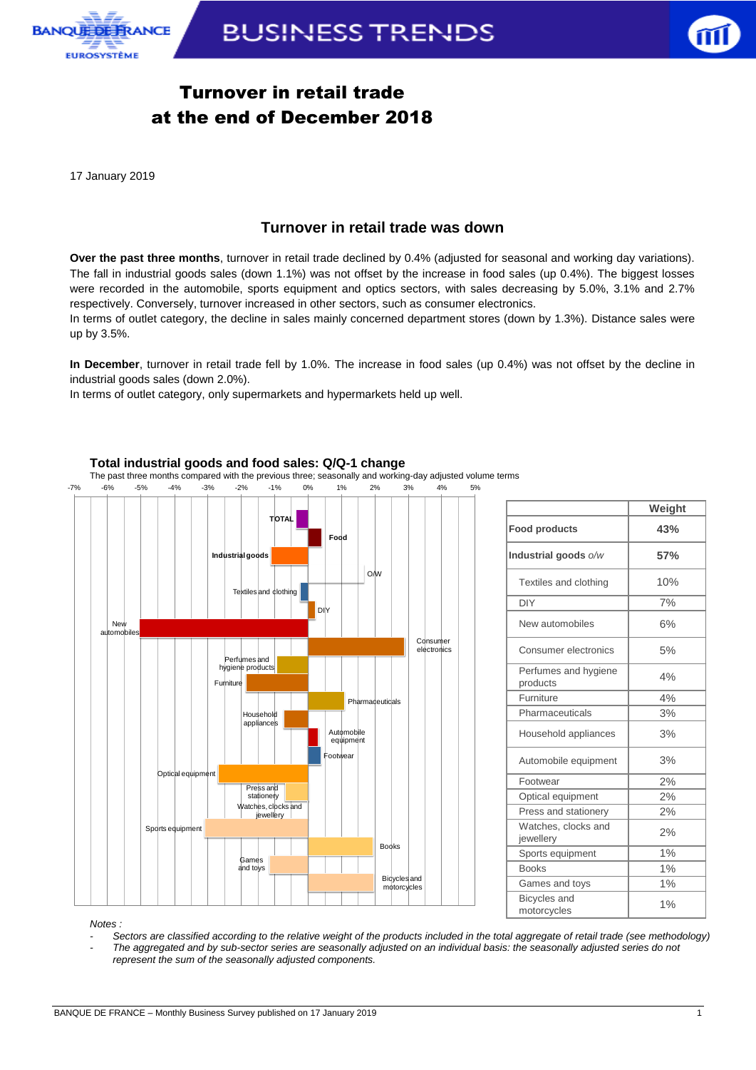# Turnover in retail trade at the end of December 2018

17 January 2019

## Turnover in retail trade was down

**Over the past three months**, turnover in retail trade declined by 0.4% (adjusted for seasonal and working day variations). The fall in industrial goods sales (down 1.1%) was not offset by the increase in food sales (up 0.4%). The biggest losses were recorded in the automobile, sports equipment and optics sectors, with sales decreasing by 5.0%, 3.1% and 2.7% respectively. Conversely, turnover increased in other sectors, such as consumer electronics.

In terms of outlet category, the decline in sales mainly concerned department stores (down by 1.3%). Distance sales were up by 3.5%.

**In December**, turnover in retail trade fell by 1.0%. The increase in food sales (up 0.4%) was not offset by the decline in industrial goods sales (down 2.0%).

In terms of outlet category, only supermarkets and hypermarkets held up well.

**Total industrial goods and food sales: Q/Q-1 change**

The past three months compared with the previous three; seasonally and working-day adjusted volume terms

| | Weight |
|---|---|
| **Food products** | **43%** |
| **Industrial goods** *o/w* | **57%** |
| Textiles and clothing | 10% |
| DIY | 7% |
| New automobiles | 6% |
| Consumer electronics | 5% |
| Perfumes and hygiene products | 4% |
| Furniture | 4% |
| Pharmaceuticals | 3% |
| Household appliances | 3% |
| Automobile equipment | 3% |
| Footwear | 2% |
| Optical equipment | 2% |
| Press and stationery | 2% |
| Watches, clocks and jewellery | 2% |
| Sports equipment | 1% |
| Books | 1% |
| Games and toys | 1% |
| Bicycles and motorcycles | 1% |

*Notes :*

- *Sectors are classified according to the relative weight of the products included in the total aggregate of retail trade (see methodology)*
- *The aggregated and by sub-sector series are seasonally adjusted on an individual basis: the seasonally adjusted series do not represent the sum of the seasonally adjusted components.*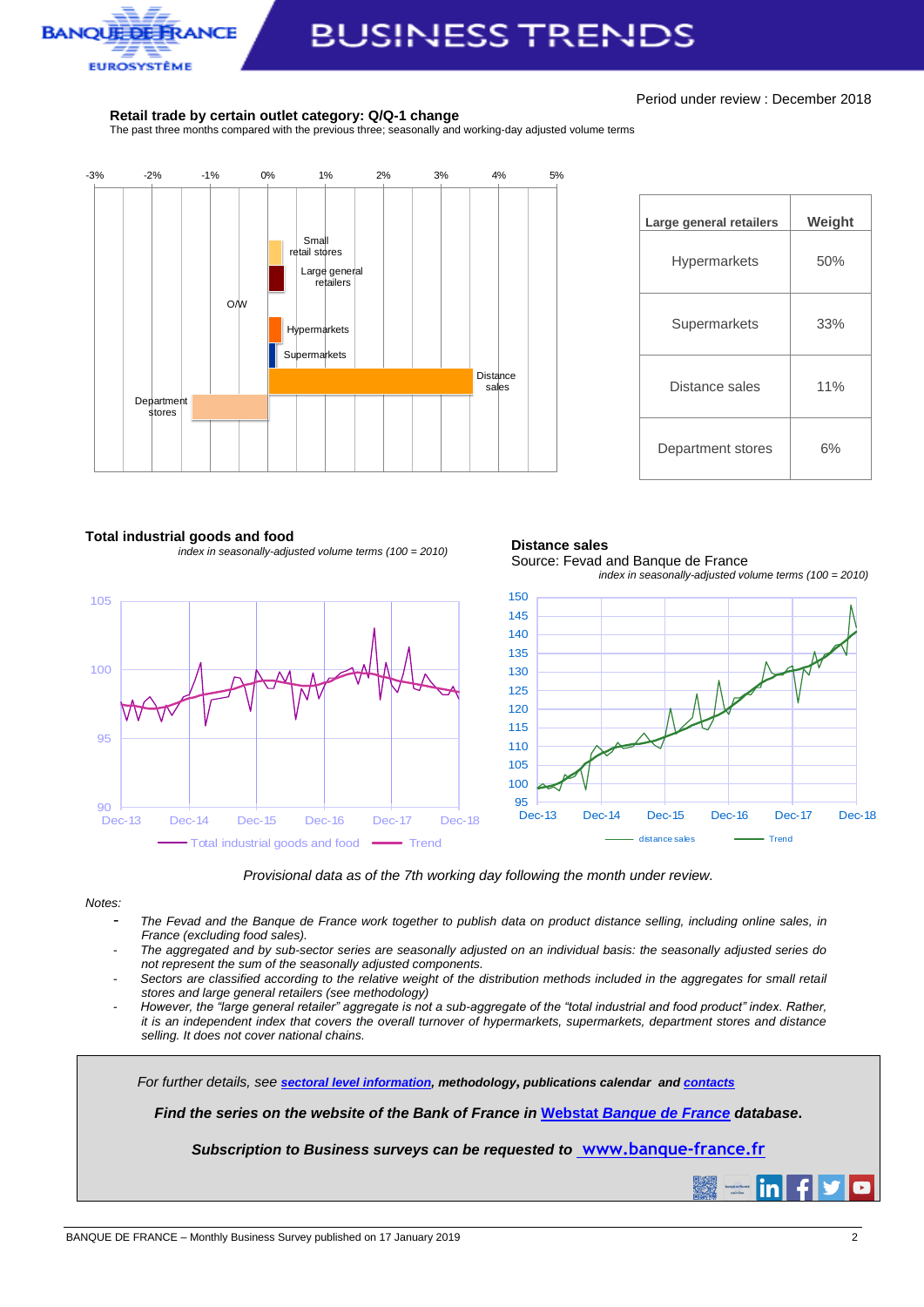Period under review : December 2018

### Retail trade by certain outlet category: Q/Q-1 change

The past three months compared with the previous three; seasonally and working-day adjusted volume terms

-3% -2% -1% 0% 1% 2% 3% 4% 5%

Small retail stores

Large general retailers

O/W

Hypermarkets

Supermarkets

Distance sales

Department stores

| Large general retailers | Weight |
| --- | --- |
| Hypermarkets | 50% |
| Supermarkets | 33% |
| Distance sales | 11% |
| Department stores | 6% |

### Total industrial goods and food

*index in seasonally-adjusted volume terms (100 = 2010)*

105
100
95
90

Dec-13 Dec-14 Dec-15 Dec-16 Dec-17 Dec-18

Total industrial goods and food — Trend

### Distance sales

Source: Fevad and Banque de France

*index in seasonally-adjusted volume terms (100 = 2010)*

150
145
140
135
130
125
120
115
110
105
100
95

Dec-13 Dec-14 Dec-15 Dec-16 Dec-17 Dec-18

distance sales — Trend

*Provisional data as of the 7th working day following the month under review.*

*Notes:*

- *The Fevad and the Banque de France work together to publish data on product distance selling, including online sales, in France (excluding food sales).*
- *The aggregated and by sub-sector series are seasonally adjusted on an individual basis: the seasonally adjusted series do not represent the sum of the seasonally adjusted components.*
- *Sectors are classified according to the relative weight of the distribution methods included in the aggregates for small retail stores and large general retailers (see methodology)*
- *However, the "large general retailer" aggregate is not a sub-aggregate of the "total industrial and food product" index. Rather, it is an independent index that covers the overall turnover of hypermarkets, supermarkets, department stores and distance selling. It does not cover national chains.*

*For further details, see **sectoral level information**, **methodology**, **publications calendar** and **contacts***

***Find the series on the website of the Bank of France in Webstat Banque de France database.***

***Subscription to Business surveys can be requested to www.banque-france.fr***

BANQUE DE FRANCE – Monthly Business Survey published on 17 January 2019